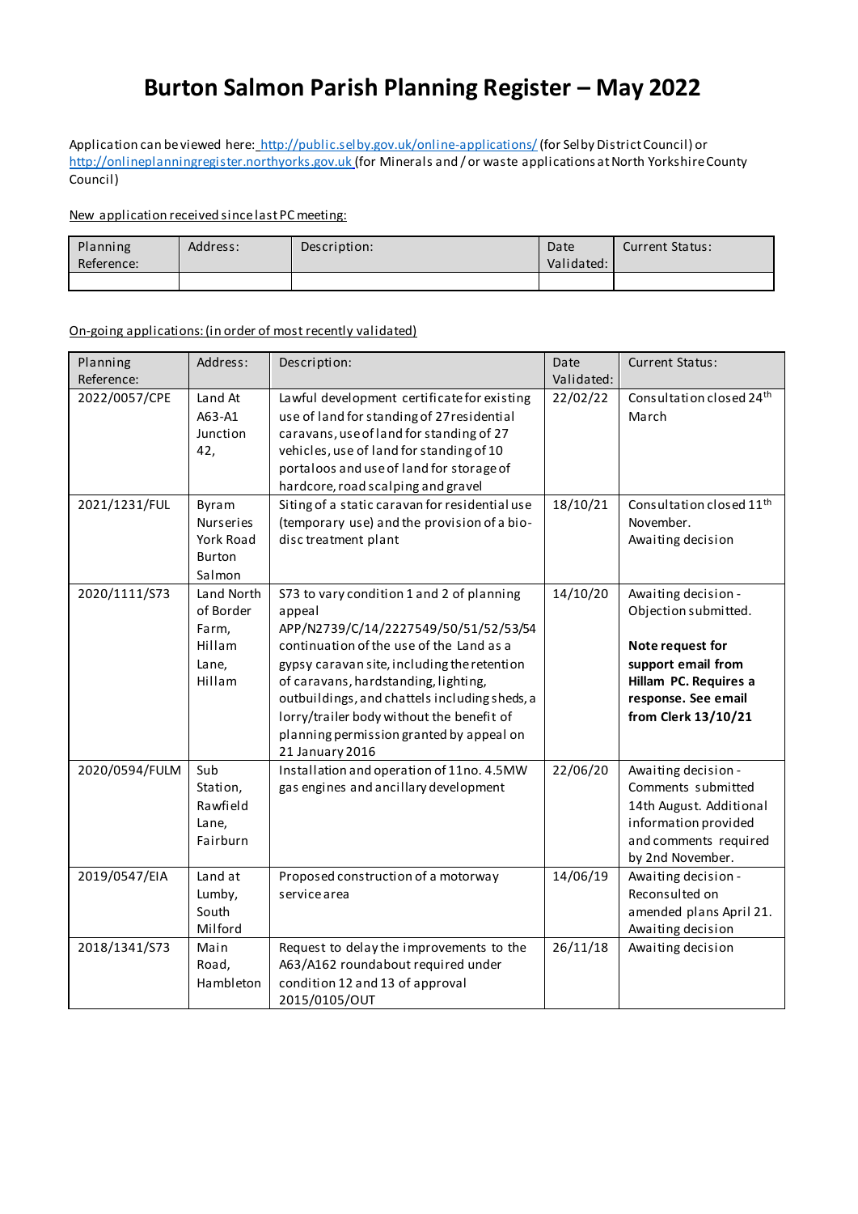# Burton Salmon Parish Planning Register – May 2022

Application can be viewed here: http://public.selby.gov.uk/online-applications/ (for Selby District Council) or http://onlineplanningregister.northyorks.gov.uk (for Minerals and / or waste applications at North Yorkshire County Council)

New application received since last PC meeting:

| Planning Reference: | Address: | Description: | Date Validated: | Current Status: |
|---|---|---|---|---|
| | | | | |

On-going applications: (in order of most recently validated)

| Planning Reference: | Address: | Description: | Date Validated: | Current Status: |
|---|---|---|---|---|
| 2022/0057/CPE | Land At A63-A1 Junction 42, | Lawful development certificate for existing use of land for standing of 27 residential caravans, use of land for standing of 27 vehicles, use of land for standing of 10 portaloos and use of land for storage of hardcore, road scalping and gravel | 22/02/22 | Consultation closed 24th March |
| 2021/1231/FUL | Byram Nurseries York Road Burton Salmon | Siting of a static caravan for residential use (temporary use) and the provision of a bio-disc treatment plant | 18/10/21 | Consultation closed 11th November. Awaiting decision |
| 2020/1111/S73 | Land North of Border Farm, Hillam Lane, Hillam | S73 to vary condition 1 and 2 of planning appeal APP/N2739/C/14/2227549/50/51/52/53/54 continuation of the use of the Land as a gypsy caravan site, including the retention of caravans, hardstanding, lighting, outbuildings, and chattels including sheds, a lorry/trailer body without the benefit of planning permission granted by appeal on 21 January 2016 | 14/10/20 | Awaiting decision - Objection submitted.<br><br>**Note request for support email from Hillam PC. Requires a response. See email from Clerk 13/10/21** |
| 2020/0594/FULM | Sub Station, Rawfield Lane, Fairburn | Installation and operation of 11no. 4.5MW gas engines and ancillary development | 22/06/20 | Awaiting decision - Comments submitted 14th August. Additional information provided and comments required by 2nd November. |
| 2019/0547/EIA | Land at Lumby, South Milford | Proposed construction of a motorway service area | 14/06/19 | Awaiting decision - Reconsulted on amended plans April 21. Awaiting decision |
| 2018/1341/S73 | Main Road, Hambleton | Request to delay the improvements to the A63/A162 roundabout required under condition 12 and 13 of approval 2015/0105/OUT | 26/11/18 | Awaiting decision |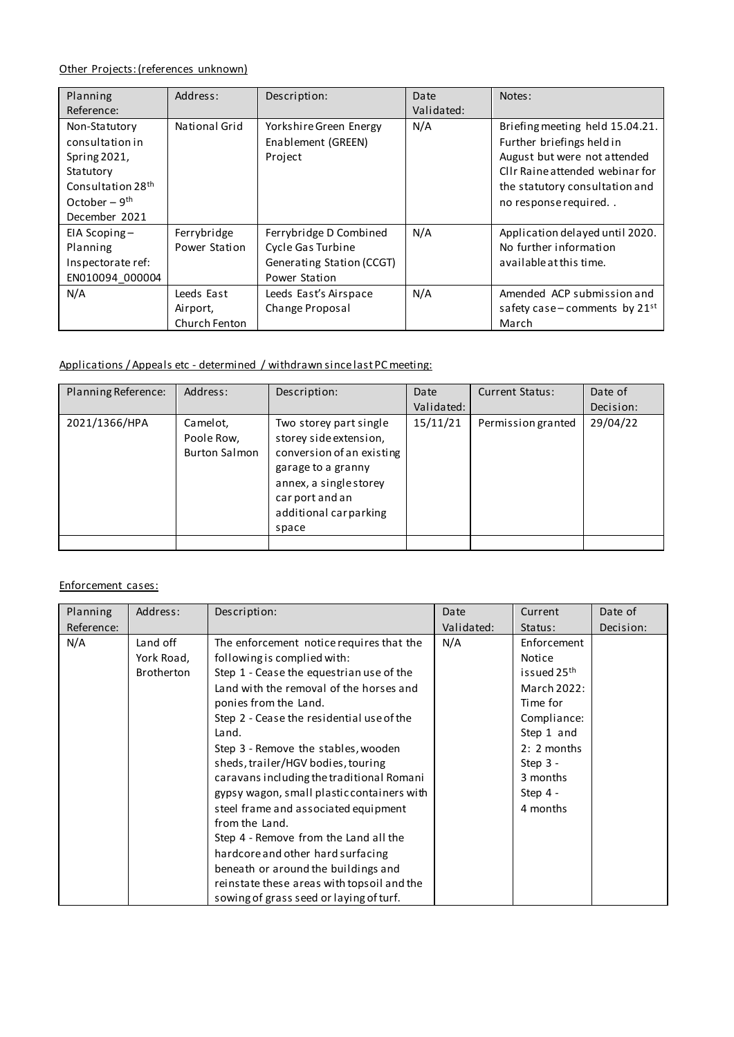Other Projects: (references unknown)

| Planning Reference: | Address: | Description: | Date Validated: | Notes: |
| --- | --- | --- | --- | --- |
| Non-Statutory consultation in Spring 2021, Statutory Consultation 28th October – 9th December 2021 | National Grid | Yorkshire Green Energy Enablement (GREEN) Project | N/A | Briefing meeting held 15.04.21. Further briefings held in August but were not attended Cllr Raine attended webinar for the statutory consultation and no response required. . |
| EIA Scoping – Planning Inspectorate ref: EN010094_000004 | Ferrybridge Power Station | Ferrybridge D Combined Cycle Gas Turbine Generating Station (CCGT) Power Station | N/A | Application delayed until 2020. No further information available at this time. |
| N/A | Leeds East Airport, Church Fenton | Leeds East's Airspace Change Proposal | N/A | Amended ACP submission and safety case – comments by 21st March |

Applications / Appeals etc - determined / withdrawn since last PC meeting:

| Planning Reference: | Address: | Description: | Date Validated: | Current Status: | Date of Decision: |
| --- | --- | --- | --- | --- | --- |
| 2021/1366/HPA | Camelot, Poole Row, Burton Salmon | Two storey part single storey side extension, conversion of an existing garage to a granny annex, a single storey car port and an additional car parking space | 15/11/21 | Permission granted | 29/04/22 |
| | | | | | |

Enforcement cases:

| Planning Reference: | Address: | Description: | Date Validated: | Current Status: | Date of Decision: |
| --- | --- | --- | --- | --- | --- |
| N/A | Land off York Road, Brotherton | The enforcement notice requires that the following is complied with:<br>Step 1 - Cease the equestrian use of the Land with the removal of the horses and ponies from the Land.<br>Step 2 - Cease the residential use of the Land.<br>Step 3 - Remove the stables, wooden sheds, trailer/HGV bodies, touring caravans including the traditional Romani gypsy wagon, small plastic containers with steel frame and associated equipment from the Land.<br>Step 4 - Remove from the Land all the hardcore and other hard surfacing beneath or around the buildings and reinstate these areas with topsoil and the sowing of grass seed or laying of turf. | N/A | Enforcement Notice issued 25th March 2022: Time for Compliance: Step 1 and 2: 2 months Step 3 - 3 months Step 4 - 4 months | |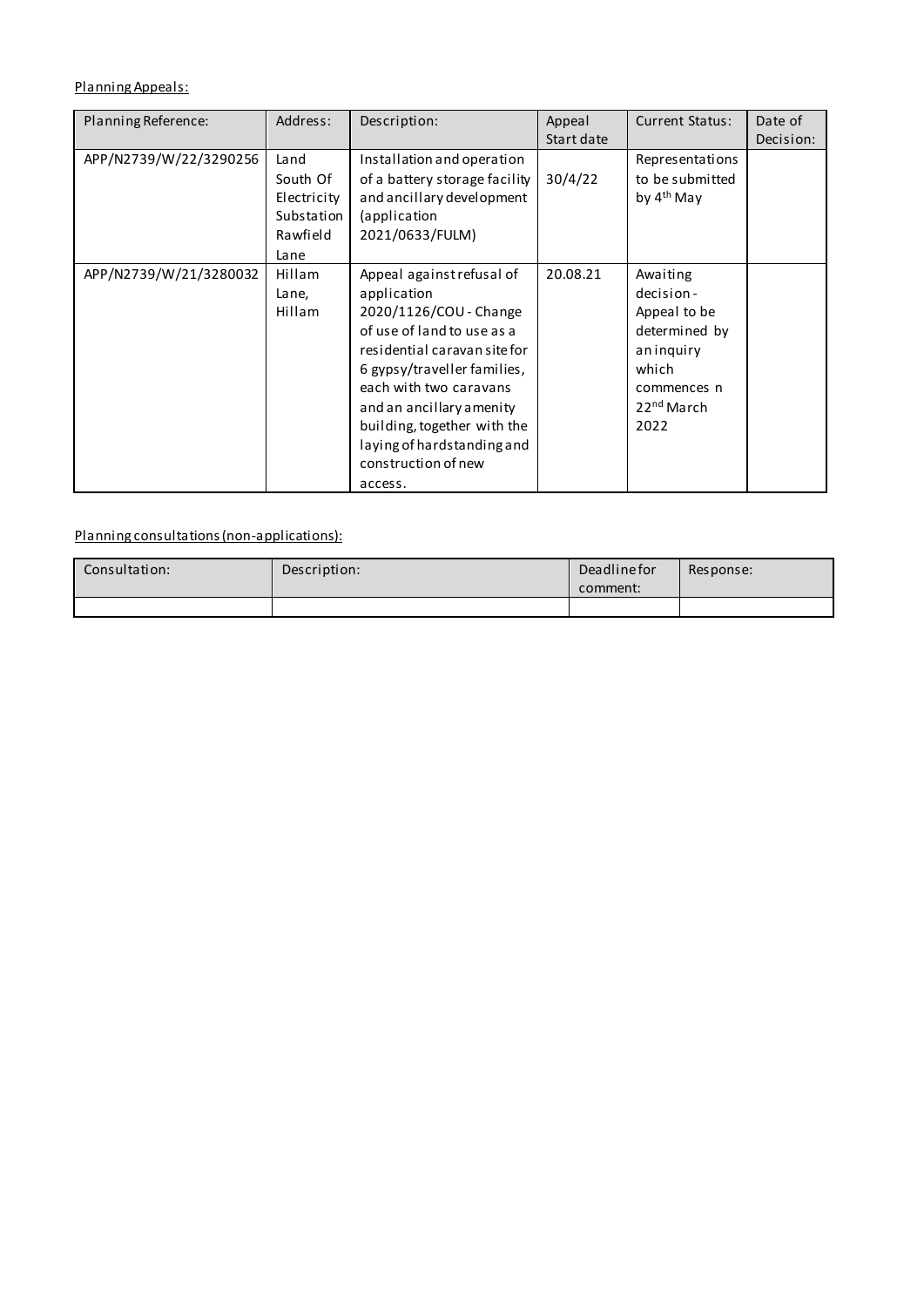Planning Appeals:

| Planning Reference: | Address: | Description: | Appeal Start date | Current Status: | Date of Decision: |
|---|---|---|---|---|---|
| APP/N2739/W/22/3290256 | Land South Of Electricity Substation Rawfield Lane | Installation and operation of a battery storage facility and ancillary development (application 2021/0633/FULM) | 30/4/22 | Representations to be submitted by 4th May | |
| APP/N2739/W/21/3280032 | Hillam Lane, Hillam | Appeal against refusal of application 2020/1126/COU - Change of use of land to use as a residential caravan site for 6 gypsy/traveller families, each with two caravans and an ancillary amenity building, together with the laying of hardstanding and construction of new access. | 20.08.21 | Awaiting decision - Appeal to be determined by an inquiry which commences n 22nd March 2022 | |

Planning consultations (non-applications):

| Consultation: | Description: | Deadline for comment: | Response: |
|---|---|---|---|
| | | | |